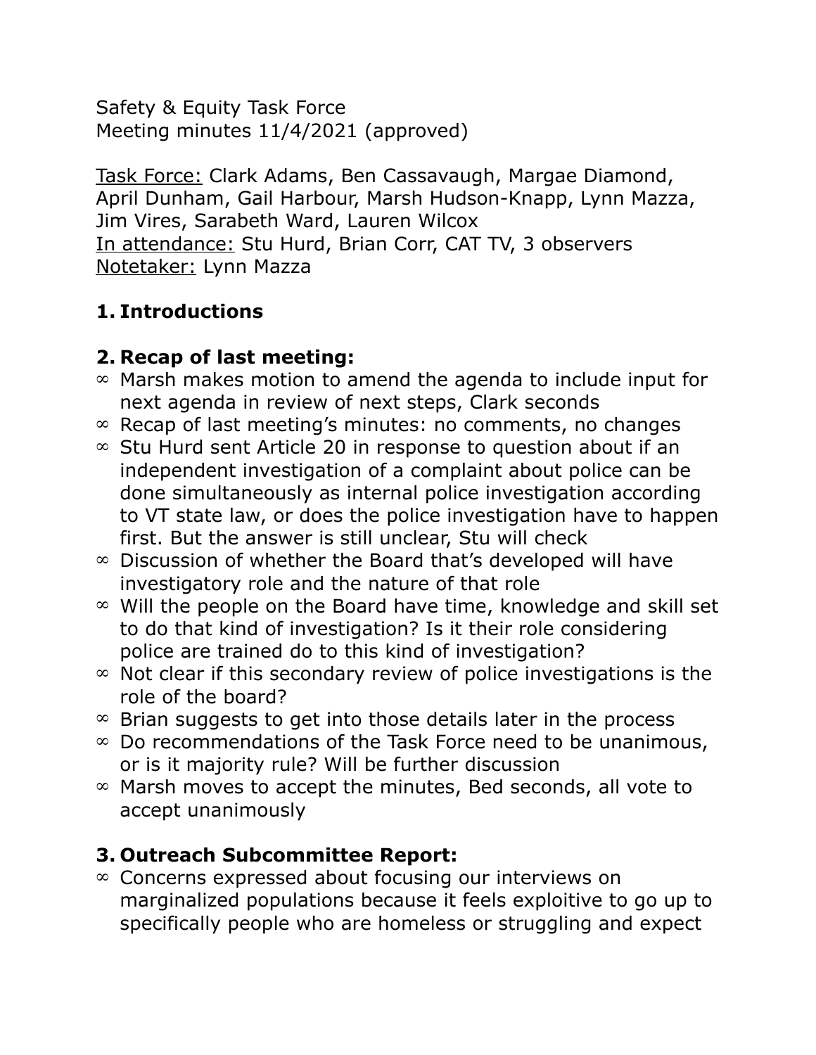Safety & Equity Task Force
Meeting minutes 11/4/2021 (approved)

<u>Task Force:</u> Clark Adams, Ben Cassavaugh, Margae Diamond, April Dunham, Gail Harbour, Marsh Hudson-Knapp, Lynn Mazza, Jim Vires, Sarabeth Ward, Lauren Wilcox
<u>In attendance:</u> Stu Hurd, Brian Corr, CAT TV, 3 observers
<u>Notetaker:</u> Lynn Mazza

## 1. Introductions

## 2. Recap of last meeting:

- Marsh makes motion to amend the agenda to include input for next agenda in review of next steps, Clark seconds
- Recap of last meeting's minutes: no comments, no changes
- Stu Hurd sent Article 20 in response to question about if an independent investigation of a complaint about police can be done simultaneously as internal police investigation according to VT state law, or does the police investigation have to happen first. But the answer is still unclear, Stu will check
- Discussion of whether the Board that's developed will have investigatory role and the nature of that role
- Will the people on the Board have time, knowledge and skill set to do that kind of investigation? Is it their role considering police are trained do to this kind of investigation?
- Not clear if this secondary review of police investigations is the role of the board?
- Brian suggests to get into those details later in the process
- Do recommendations of the Task Force need to be unanimous, or is it majority rule? Will be further discussion
- Marsh moves to accept the minutes, Bed seconds, all vote to accept unanimously

## 3. Outreach Subcommittee Report:

- Concerns expressed about focusing our interviews on marginalized populations because it feels exploitive to go up to specifically people who are homeless or struggling and expect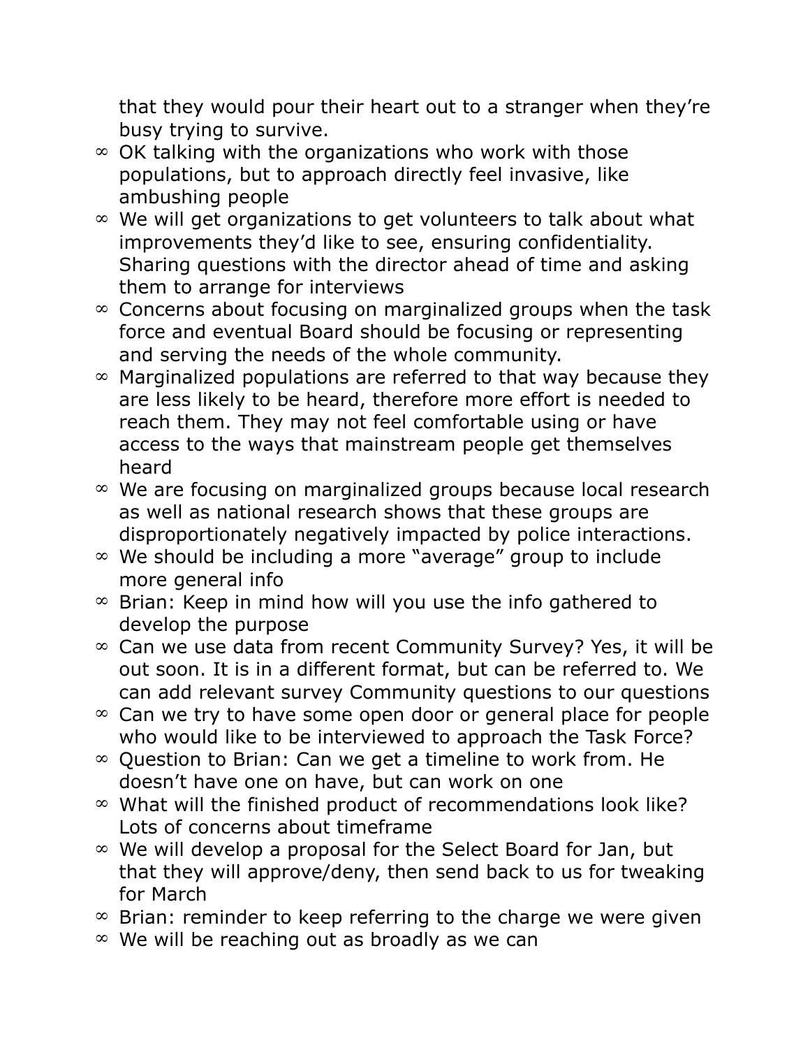that they would pour their heart out to a stranger when they're busy trying to survive.

- OK talking with the organizations who work with those populations, but to approach directly feel invasive, like ambushing people
- We will get organizations to get volunteers to talk about what improvements they'd like to see, ensuring confidentiality. Sharing questions with the director ahead of time and asking them to arrange for interviews
- Concerns about focusing on marginalized groups when the task force and eventual Board should be focusing or representing and serving the needs of the whole community.
- Marginalized populations are referred to that way because they are less likely to be heard, therefore more effort is needed to reach them. They may not feel comfortable using or have access to the ways that mainstream people get themselves heard
- We are focusing on marginalized groups because local research as well as national research shows that these groups are disproportionately negatively impacted by police interactions.
- We should be including a more "average" group to include more general info
- Brian: Keep in mind how will you use the info gathered to develop the purpose
- Can we use data from recent Community Survey? Yes, it will be out soon. It is in a different format, but can be referred to. We can add relevant survey Community questions to our questions
- Can we try to have some open door or general place for people who would like to be interviewed to approach the Task Force?
- Question to Brian: Can we get a timeline to work from. He doesn't have one on have, but can work on one
- What will the finished product of recommendations look like? Lots of concerns about timeframe
- We will develop a proposal for the Select Board for Jan, but that they will approve/deny, then send back to us for tweaking for March
- Brian: reminder to keep referring to the charge we were given
- We will be reaching out as broadly as we can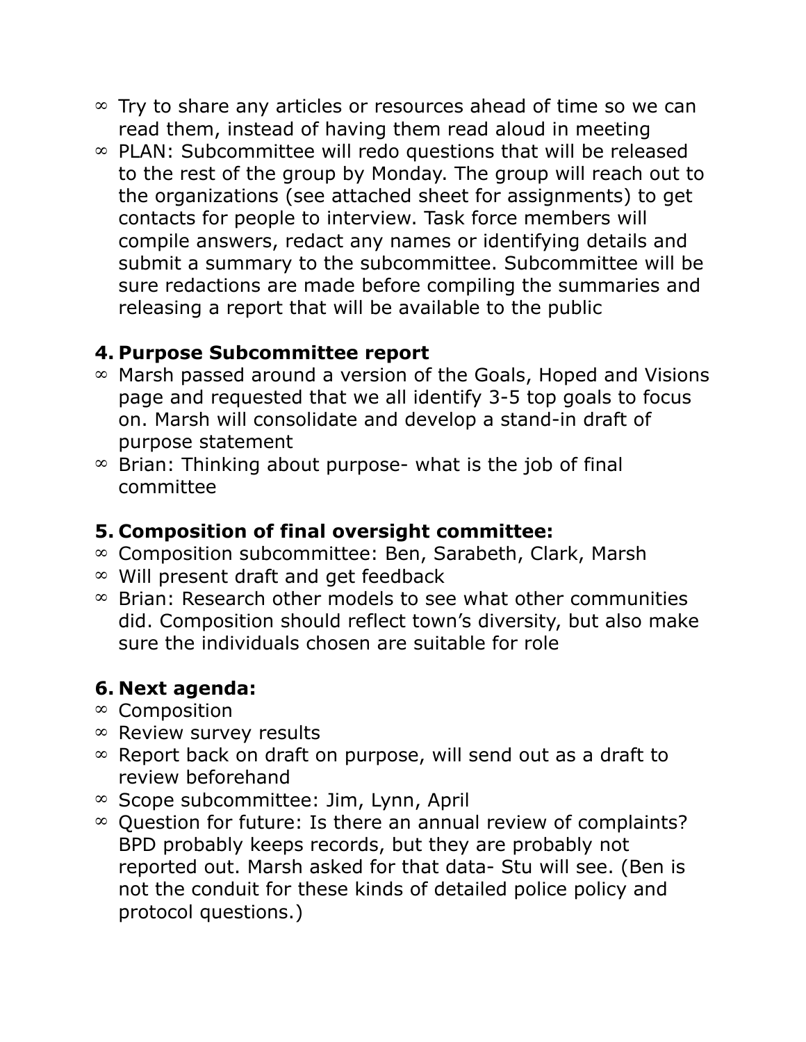- Try to share any articles or resources ahead of time so we can read them, instead of having them read aloud in meeting
- PLAN: Subcommittee will redo questions that will be released to the rest of the group by Monday. The group will reach out to the organizations (see attached sheet for assignments) to get contacts for people to interview. Task force members will compile answers, redact any names or identifying details and submit a summary to the subcommittee. Subcommittee will be sure redactions are made before compiling the summaries and releasing a report that will be available to the public

**4. Purpose Subcommittee report**

- Marsh passed around a version of the Goals, Hoped and Visions page and requested that we all identify 3-5 top goals to focus on. Marsh will consolidate and develop a stand-in draft of purpose statement
- Brian: Thinking about purpose- what is the job of final committee

**5. Composition of final oversight committee:**

- Composition subcommittee: Ben, Sarabeth, Clark, Marsh
- Will present draft and get feedback
- Brian: Research other models to see what other communities did. Composition should reflect town's diversity, but also make sure the individuals chosen are suitable for role

**6. Next agenda:**

- Composition
- Review survey results
- Report back on draft on purpose, will send out as a draft to review beforehand
- Scope subcommittee: Jim, Lynn, April
- Question for future: Is there an annual review of complaints? BPD probably keeps records, but they are probably not reported out. Marsh asked for that data- Stu will see. (Ben is not the conduit for these kinds of detailed police policy and protocol questions.)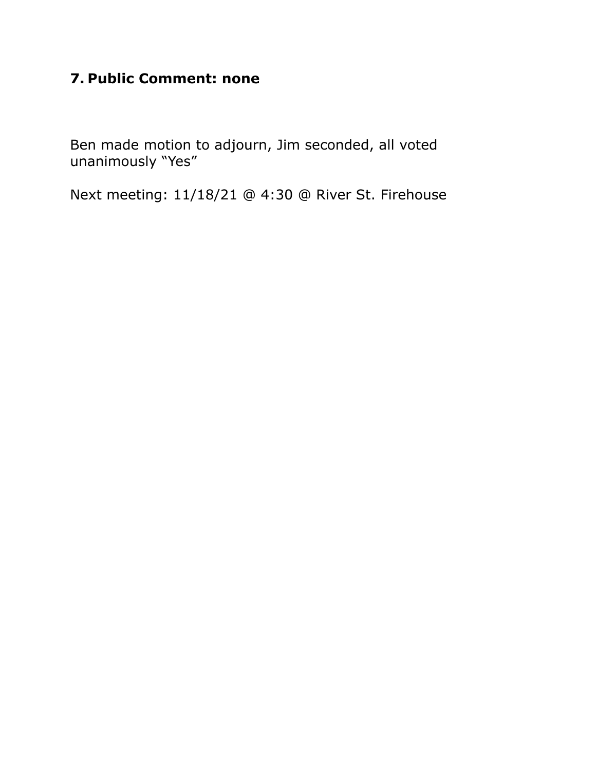**7. Public Comment: none**

Ben made motion to adjourn, Jim seconded, all voted unanimously "Yes"

Next meeting: 11/18/21 @ 4:30 @ River St. Firehouse